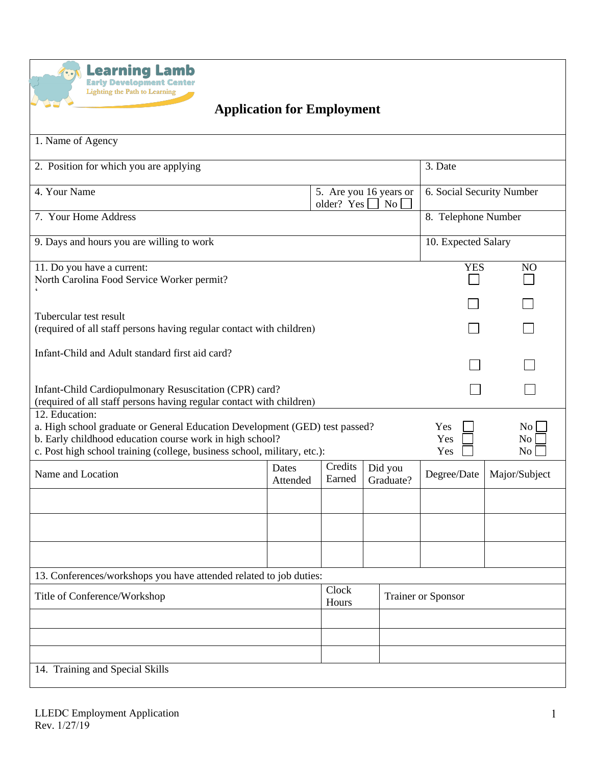Learning Lamb
Early Development Center
Lighting the Path to Learning

# Application for Employment

1. Name of Agency

| 2. Position for which you are applying | | 3. Date |
|---|---|---|
| 4. Your Name | 5. Are you 16 years or older? Yes ☐ No ☐ | 6. Social Security Number |
| 7. Your Home Address | | 8. Telephone Number |
| 9. Days and hours you are willing to work | | 10. Expected Salary |

| 11. Do you have a current: | YES | NO |
|---|---|---|
| North Carolina Food Service Worker permit? | ☐ | ☐ |
| | ☐ | ☐ |
| Tubercular test result (required of all staff persons having regular contact with children) | ☐ | ☐ |
| Infant-Child and Adult standard first aid card? | ☐ | ☐ |
| Infant-Child Cardiopulmonary Resuscitation (CPR) card? (required of all staff persons having regular contact with children) | ☐ | ☐ |

12. Education:

| | | |
|---|---|---|
| a. High school graduate or General Education Development (GED) test passed? | Yes ☐ | No ☐ |
| b. Early childhood education course work in high school? | Yes ☐ | No ☐ |
| c. Post high school training (college, business school, military, etc.): | Yes ☐ | No ☐ |

| Name and Location | Dates Attended | Credits Earned | Did you Graduate? | Degree/Date | Major/Subject |
|---|---|---|---|---|---|
| | | | | | |
| | | | | | |
| | | | | | |

13. Conferences/workshops you have attended related to job duties:

| Title of Conference/Workshop | Clock Hours | Trainer or Sponsor |
|---|---|---|
| | | |
| | | |
| | | |

14. Training and Special Skills

LLEDC Employment Application
Rev. 1/27/19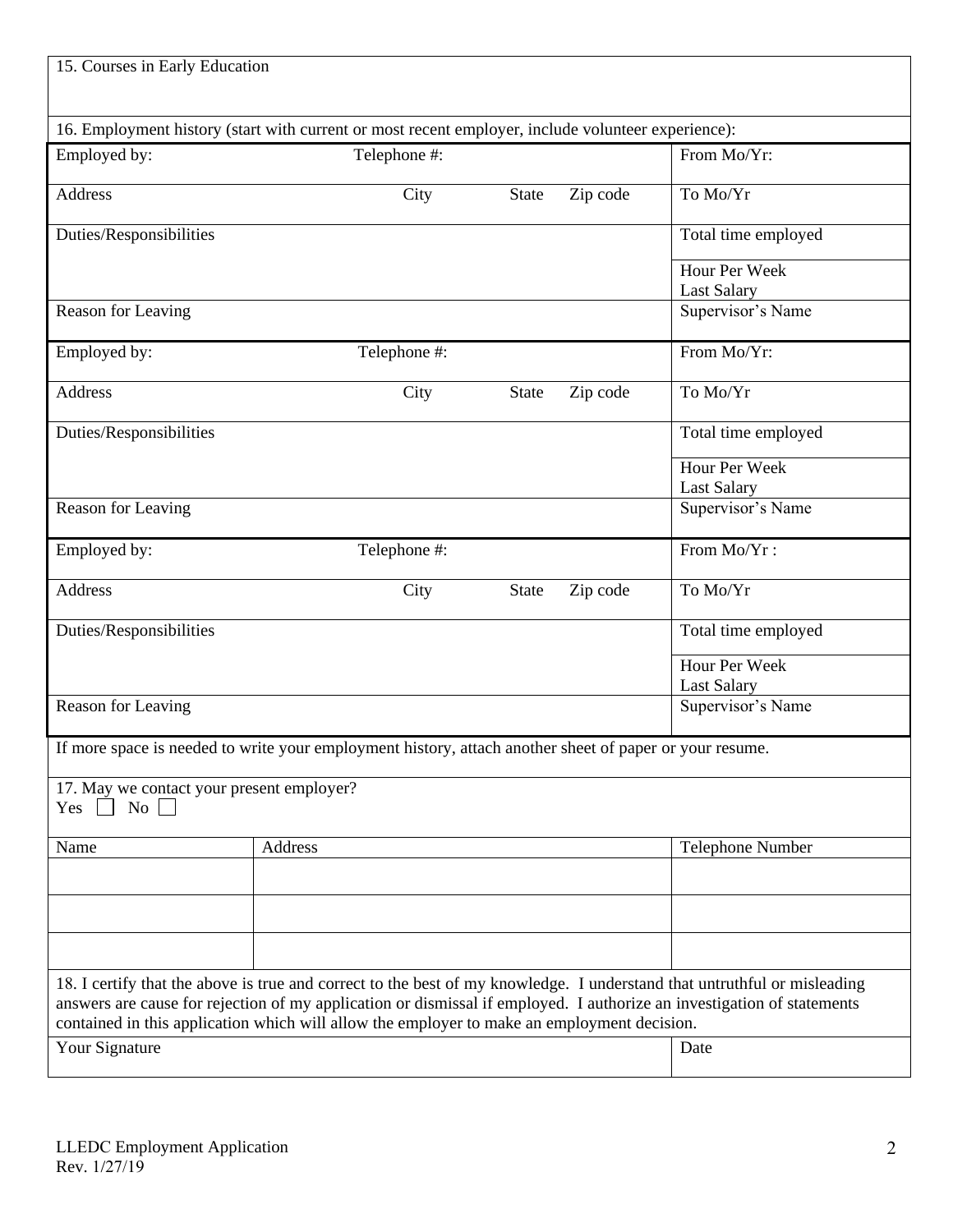15. Courses in Early Education

16. Employment history (start with current or most recent employer, include volunteer experience):

| | | | | |
|---|---|---|---|---|
| Employed by: | Telephone #: | | | From Mo/Yr: |
| Address | City | State | Zip code | To Mo/Yr |
| Duties/Responsibilities | | | | Total time employed |
| | | | | Hour Per Week<br>Last Salary |
| Reason for Leaving | | | | Supervisor's Name |
| Employed by: | Telephone #: | | | From Mo/Yr: |
| Address | City | State | Zip code | To Mo/Yr |
| Duties/Responsibilities | | | | Total time employed |
| | | | | Hour Per Week<br>Last Salary |
| Reason for Leaving | | | | Supervisor's Name |
| Employed by: | Telephone #: | | | From Mo/Yr : |
| Address | City | State | Zip code | To Mo/Yr |
| Duties/Responsibilities | | | | Total time employed |
| | | | | Hour Per Week<br>Last Salary |
| Reason for Leaving | | | | Supervisor's Name |

If more space is needed to write your employment history, attach another sheet of paper or your resume.

17. May we contact your present employer?
Yes ☐ No ☐

| Name | Address | Telephone Number |
|---|---|---|
| | | |
| | | |
| | | |

18. I certify that the above is true and correct to the best of my knowledge. I understand that untruthful or misleading answers are cause for rejection of my application or dismissal if employed. I authorize an investigation of statements contained in this application which will allow the employer to make an employment decision.

| Your Signature | Date |
|---|---|
| | |

LLEDC Employment Application
Rev. 1/27/19